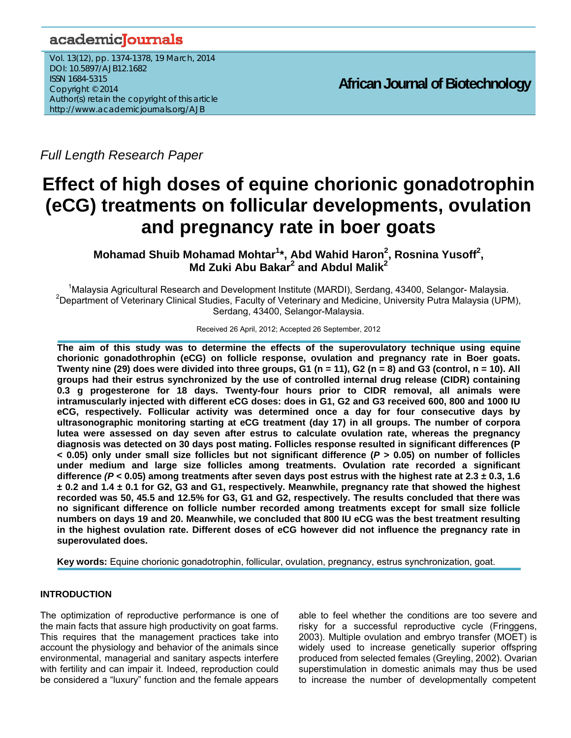*Full Length Research Paper*

# Effect of high doses of equine chorionic gonadotrophin (eCG) treatments on follicular developments, ovulation and pregnancy rate in boer goats

**Mohamad Shuib Mohamad Mohtar[1]\*, Abd Wahid Haron[2], Rosnina Yusoff[2], Md Zuki Abu Bakar[2] and Abdul Malik[2]**

[1]Malaysia Agricultural Research and Development Institute (MARDI), Serdang, 43400, Selangor- Malaysia.
[2]Department of Veterinary Clinical Studies, Faculty of Veterinary and Medicine, University Putra Malaysia (UPM), Serdang, 43400, Selangor-Malaysia.

Received 26 April, 2012; Accepted 26 September, 2012

**The aim of this study was to determine the effects of the superovulatory technique using equine chorionic gonadothrophin (eCG) on follicle response, ovulation and pregnancy rate in Boer goats. Twenty nine (29) does were divided into three groups, G1 (n = 11), G2 (n = 8) and G3 (control, n = 10). All groups had their estrus synchronized by the use of controlled internal drug release (CIDR) containing 0.3 g progesterone for 18 days. Twenty-four hours prior to CIDR removal, all animals were intramuscularly injected with different eCG doses: does in G1, G2 and G3 received 600, 800 and 1000 IU eCG, respectively. Follicular activity was determined once a day for four consecutive days by ultrasonographic monitoring starting at eCG treatment (day 17) in all groups. The number of corpora lutea were assessed on day seven after estrus to calculate ovulation rate, whereas the pregnancy diagnosis was detected on 30 days post mating. Follicles response resulted in significant differences ($P < 0.05$) only under small size follicles but not significant difference ($P > 0.05$) on number of follicles under medium and large size follicles among treatments. Ovulation rate recorded a significant difference ($P < 0.05$) among treatments after seven days post estrus with the highest rate at 2.3 ± 0.3, 1.6 ± 0.2 and 1.4 ± 0.1 for G2, G3 and G1, respectively. Meanwhile, pregnancy rate that showed the highest recorded was 50, 45.5 and 12.5% for G3, G1 and G2, respectively. The results concluded that there was no significant difference on follicle number recorded among treatments except for small size follicle numbers on days 19 and 20. Meanwhile, we concluded that 800 IU eCG was the best treatment resulting in the highest ovulation rate. Different doses of eCG however did not influence the pregnancy rate in superovulated does.**

**Key words:** Equine chorionic gonadotrophin, follicular, ovulation, pregnancy, estrus synchronization, goat.

## INTRODUCTION

The optimization of reproductive performance is one of the main facts that assure high productivity on goat farms. This requires that the management practices take into account the physiology and behavior of the animals since environmental, managerial and sanitary aspects interfere with fertility and can impair it. Indeed, reproduction could be considered a "luxury" function and the female appears able to feel whether the conditions are too severe and risky for a successful reproductive cycle (Fringgens, 2003). Multiple ovulation and embryo transfer (MOET) is widely used to increase genetically superior offspring produced from selected females (Greyling, 2002). Ovarian superstimulation in domestic animals may thus be used to increase the number of developmentally competent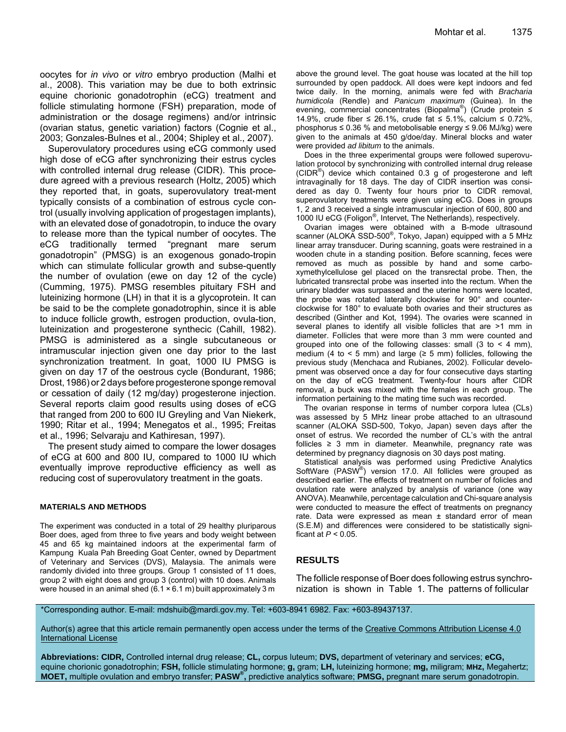oocytes for *in vivo* or *vitro* embryo production (Malhi et al., 2008). This variation may be due to both extrinsic equine chorionic gonadotrophin (eCG) treatment and follicle stimulating hormone (FSH) preparation, mode of administration or the dosage regimens) and/or intrinsic (ovarian status, genetic variation) factors (Cognie et al., 2003; Gonzales-Bulnes et al., 2004; Shipley et al., 2007).

Superovulatory procedures using eCG commonly used high dose of eCG after synchronizing their estrus cycles with controlled internal drug release (CIDR). This procedure agreed with a previous research (Holtz, 2005) which they reported that, in goats, superovulatory treat-ment typically consists of a combination of estrous cycle control (usually involving application of progestagen implants), with an elevated dose of gonadotropin, to induce the ovary to release more than the typical number of oocytes. The eCG traditionally termed "pregnant mare serum gonadotropin" (PMSG) is an exogenous gonado-tropin which can stimulate follicular growth and subse-quently the number of ovulation (ewe on day 12 of the cycle) (Cumming, 1975). PMSG resembles pituitary FSH and luteinizing hormone (LH) in that it is a glycoprotein. It can be said to be the complete gonadotrophin, since it is able to induce follicle growth, estrogen production, ovula-tion, luteinization and progesterone synthecic (Cahill, 1982). PMSG is administered as a single subcutaneous or intramuscular injection given one day prior to the last synchronization treatment. In goat, 1000 IU PMSG is given on day 17 of the oestrous cycle (Bondurant, 1986; Drost, 1986) or 2 days before progesterone sponge removal or cessation of daily (12 mg/day) progesterone injection. Several reports claim good results using doses of eCG that ranged from 200 to 600 IU Greyling and Van Niekerk, 1990; Ritar et al., 1994; Menegatos et al., 1995; Freitas et al., 1996; Selvaraju and Kathiresan, 1997).

The present study aimed to compare the lower dosages of eCG at 600 and 800 IU, compared to 1000 IU which eventually improve reproductive efficiency as well as reducing cost of superovulatory treatment in the goats.

## MATERIALS AND METHODS

The experiment was conducted in a total of 29 healthy pluriparous Boer does, aged from three to five years and body weight between 45 and 65 kg maintained indoors at the experimental farm of Kampung Kuala Pah Breeding Goat Center, owned by Department of Veterinary and Services (DVS), Malaysia. The animals were randomly divided into three groups. Group 1 consisted of 11 does, group 2 with eight does and group 3 (control) with 10 does. Animals were housed in an animal shed (6.1 × 6.1 m) built approximately 3 m above the ground level. The goat house was located at the hill top surrounded by open paddock. All does were kept indoors and fed twice daily. In the morning, animals were fed with *Bracharia humidicola* (Rendle) and *Panicum maximum* (Guinea). In the evening, commercial concentrates (Biopalma®) (Crude protein ≤ 14.9%, crude fiber ≤ 26.1%, crude fat ≤ 5.1%, calcium ≤ 0.72%, phosphorus ≤ 0.36 % and metobolisable energy ≤ 9.06 MJ/kg) were given to the animals at 450 g/doe/day. Mineral blocks and water were provided *ad libitum* to the animals.

Does in the three experimental groups were followed superovulation protocol by synchronizing with controlled internal drug release (CIDR®) device which contained 0.3 g of progesterone and left intravaginally for 18 days. The day of CIDR insertion was considered as day 0. Twenty four hours prior to CIDR removal, superovulatory treatments were given using eCG. Does in groups 1, 2 and 3 received a single intramuscular injection of 600, 800 and 1000 IU eCG (Foligon®, Intervet, The Netherlands), respectively.

Ovarian images were obtained with a B-mode ultrasound scanner (ALOKA SSD-500®, Tokyo, Japan) equipped with a 5 MHz linear array transducer. During scanning, goats were restrained in a wooden chute in a standing position. Before scanning, feces were removed as much as possible by hand and some carboxymethylcellulose gel placed on the transrectal probe. Then, the lubricated transrectal probe was inserted into the rectum. When the urinary bladder was surpassed and the uterine horns were located, the probe was rotated laterally clockwise for 90° and counterclockwise for 180° to evaluate both ovaries and their structures as described (Ginther and Kot, 1994). The ovaries were scanned in several planes to identify all visible follicles that are >1 mm in diameter. Follicles that were more than 3 mm were counted and grouped into one of the following classes: small (3 to < 4 mm), medium (4 to < 5 mm) and large (≥ 5 mm) follicles, following the previous study (Menchaca and Rubianes, 2002). Follicular development was observed once a day for four consecutive days starting on the day of eCG treatment. Twenty-four hours after CIDR removal, a buck was mixed with the females in each group. The information pertaining to the mating time such was recorded.

The ovarian response in terms of number corpora lutea (CLs) was assessed by 5 MHz linear probe attached to an ultrasound scanner (ALOKA SSD-500, Tokyo, Japan) seven days after the onset of estrus. We recorded the number of CL's with the antral follicles ≥ 3 mm in diameter. Meanwhile, pregnancy rate was determined by pregnancy diagnosis on 30 days post mating.

Statistical analysis was performed using Predictive Analytics SoftWare (PASW®) version 17.0. All follicles were grouped as described earlier. The effects of treatment on number of folicles and ovulation rate were analyzed by analysis of variance (one way ANOVA). Meanwhile, percentage calculation and Chi-square analysis were conducted to measure the effect of treatments on pregnancy rate. Data were expressed as mean ± standard error of mean (S.E.M) and differences were considered to be statistically significant at $P < 0.05$.

## RESULTS

The follicle response of Boer does following estrus synchronization is shown in Table 1. The patterns of follicular

*Corresponding author. E-mail: mdshuib@mardi.gov.my. Tel: +603-8941 6982. Fax: +603-89437137.

Author(s) agree that this article remain permanently open access under the terms of the Creative Commons Attribution License 4.0 International License

**Abbreviations: CIDR,** Controlled internal drug release; **CL,** corpus luteum; **DVS,** department of veterinary and services; **eCG,** equine chorionic gonadotrophin; **FSH,** follicle stimulating hormone; **g,** gram; **LH,** luteinizing hormone; **mg,** miligram; **MHz,** Megahertz; **MOET,** multiple ovulation and embryo transfer; **PASW®,** predictive analytics software; **PMSG,** pregnant mare serum gonadotropin.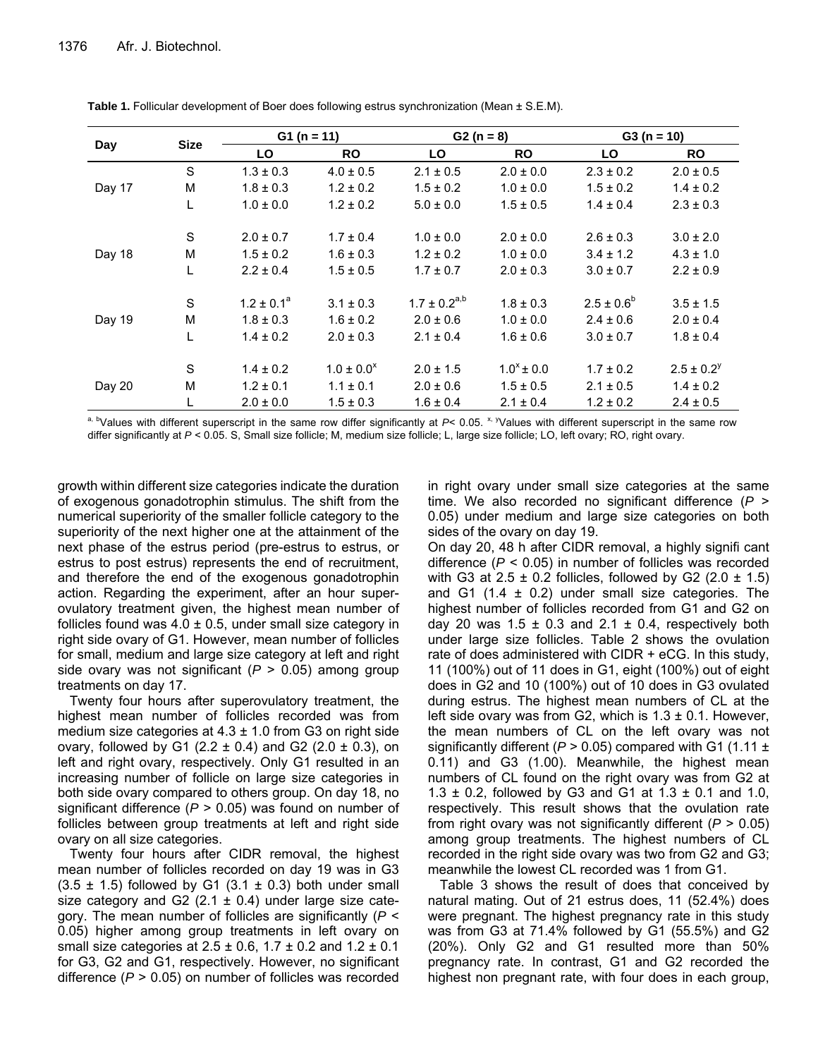**Table 1.** Follicular development of Boer does following estrus synchronization (Mean ± S.E.M).

| Day | Size | G1 (n = 11) | | G2 (n = 8) | | G3 (n = 10) | |
|---|---|---|---|---|---|---|---|
| | | LO | RO | LO | RO | LO | RO |
| Day 17 | S | 1.3 ± 0.3 | 4.0 ± 0.5 | 2.1 ± 0.5 | 2.0 ± 0.0 | 2.3 ± 0.2 | 2.0 ± 0.5 |
| | M | 1.8 ± 0.3 | 1.2 ± 0.2 | 1.5 ± 0.2 | 1.0 ± 0.0 | 1.5 ± 0.2 | 1.4 ± 0.2 |
| | L | 1.0 ± 0.0 | 1.2 ± 0.2 | 5.0 ± 0.0 | 1.5 ± 0.5 | 1.4 ± 0.4 | 2.3 ± 0.3 |
| Day 18 | S | 2.0 ± 0.7 | 1.7 ± 0.4 | 1.0 ± 0.0 | 2.0 ± 0.0 | 2.6 ± 0.3 | 3.0 ± 2.0 |
| | M | 1.5 ± 0.2 | 1.6 ± 0.3 | 1.2 ± 0.2 | 1.0 ± 0.0 | 3.4 ± 1.2 | 4.3 ± 1.0 |
| | L | 2.2 ± 0.4 | 1.5 ± 0.5 | 1.7 ± 0.7 | 2.0 ± 0.3 | 3.0 ± 0.7 | 2.2 ± 0.9 |
| Day 19 | S | 1.2 ± 0.1$^{a}$ | 3.1 ± 0.3 | 1.7 ± 0.2$^{a,b}$ | 1.8 ± 0.3 | 2.5 ± 0.6$^{b}$ | 3.5 ± 1.5 |
| | M | 1.8 ± 0.3 | 1.6 ± 0.2 | 2.0 ± 0.6 | 1.0 ± 0.0 | 2.4 ± 0.6 | 2.0 ± 0.4 |
| | L | 1.4 ± 0.2 | 2.0 ± 0.3 | 2.1 ± 0.4 | 1.6 ± 0.6 | 3.0 ± 0.7 | 1.8 ± 0.4 |
| Day 20 | S | 1.4 ± 0.2 | 1.0 ± 0.0$^{x}$ | 2.0 ± 1.5 | 1.0$^{x}$ ± 0.0 | 1.7 ± 0.2 | 2.5 ± 0.2$^{y}$ |
| | M | 1.2 ± 0.1 | 1.1 ± 0.1 | 2.0 ± 0.6 | 1.5 ± 0.5 | 2.1 ± 0.5 | 1.4 ± 0.2 |
| | L | 2.0 ± 0.0 | 1.5 ± 0.3 | 1.6 ± 0.4 | 2.1 ± 0.4 | 1.2 ± 0.2 | 2.4 ± 0.5 |

$^{a, b}$Values with different superscript in the same row differ significantly at $P < 0.05$. $^{x, y}$Values with different superscript in the same row differ significantly at $P < 0.05$. S, Small size follicle; M, medium size follicle; L, large size follicle; LO, left ovary; RO, right ovary.

growth within different size categories indicate the duration of exogenous gonadotrophin stimulus. The shift from the numerical superiority of the smaller follicle category to the superiority of the next higher one at the attainment of the next phase of the estrus period (pre-estrus to estrus, or estrus to post estrus) represents the end of recruitment, and therefore the end of the exogenous gonadotrophin action. Regarding the experiment, after an hour superovulatory treatment given, the highest mean number of follicles found was 4.0 ± 0.5, under small size category in right side ovary of G1. However, mean number of follicles for small, medium and large size category at left and right side ovary was not significant ($P > 0.05$) among group treatments on day 17.

Twenty four hours after superovulatory treatment, the highest mean number of follicles recorded was from medium size categories at 4.3 ± 1.0 from G3 on right side ovary, followed by G1 (2.2 ± 0.4) and G2 (2.0 ± 0.3), on left and right ovary, respectively. Only G1 resulted in an increasing number of follicle on large size categories in both side ovary compared to others group. On day 18, no significant difference ($P > 0.05$) was found on number of follicles between group treatments at left and right side ovary on all size categories.

Twenty four hours after CIDR removal, the highest mean number of follicles recorded on day 19 was in G3 (3.5 ± 1.5) followed by G1 (3.1 ± 0.3) both under small size category and G2 (2.1 ± 0.4) under large size category. The mean number of follicles are significantly ($P < 0.05$) higher among group treatments in left ovary on small size categories at 2.5 ± 0.6, 1.7 ± 0.2 and 1.2 ± 0.1 for G3, G2 and G1, respectively. However, no significant difference ($P > 0.05$) on number of follicles was recorded in right ovary under small size categories at the same time. We also recorded no significant difference ($P > 0.05$) under medium and large size categories on both sides of the ovary on day 19.

On day 20, 48 h after CIDR removal, a highly signifi cant difference ($P < 0.05$) in number of follicles was recorded with G3 at 2.5 ± 0.2 follicles, followed by G2 (2.0 ± 1.5) and G1 (1.4 ± 0.2) under small size categories. The highest number of follicles recorded from G1 and G2 on day 20 was 1.5 ± 0.3 and 2.1 ± 0.4, respectively both under large size follicles. Table 2 shows the ovulation rate of does administered with CIDR + eCG. In this study, 11 (100%) out of 11 does in G1, eight (100%) out of eight does in G2 and 10 (100%) out of 10 does in G3 ovulated during estrus. The highest mean numbers of CL at the left side ovary was from G2, which is 1.3 ± 0.1. However, the mean numbers of CL on the left ovary was not significantly different ($P > 0.05$) compared with G1 (1.11 ± 0.11) and G3 (1.00). Meanwhile, the highest mean numbers of CL found on the right ovary was from G2 at 1.3 ± 0.2, followed by G3 and G1 at 1.3 ± 0.1 and 1.0, respectively. This result shows that the ovulation rate from right ovary was not significantly different ($P > 0.05$) among group treatments. The highest numbers of CL recorded in the right side ovary was two from G2 and G3; meanwhile the lowest CL recorded was 1 from G1.

Table 3 shows the result of does that conceived by natural mating. Out of 21 estrus does, 11 (52.4%) does were pregnant. The highest pregnancy rate in this study was from G3 at 71.4% followed by G1 (55.5%) and G2 (20%). Only G2 and G1 resulted more than 50% pregnancy rate. In contrast, G1 and G2 recorded the highest non pregnant rate, with four does in each group,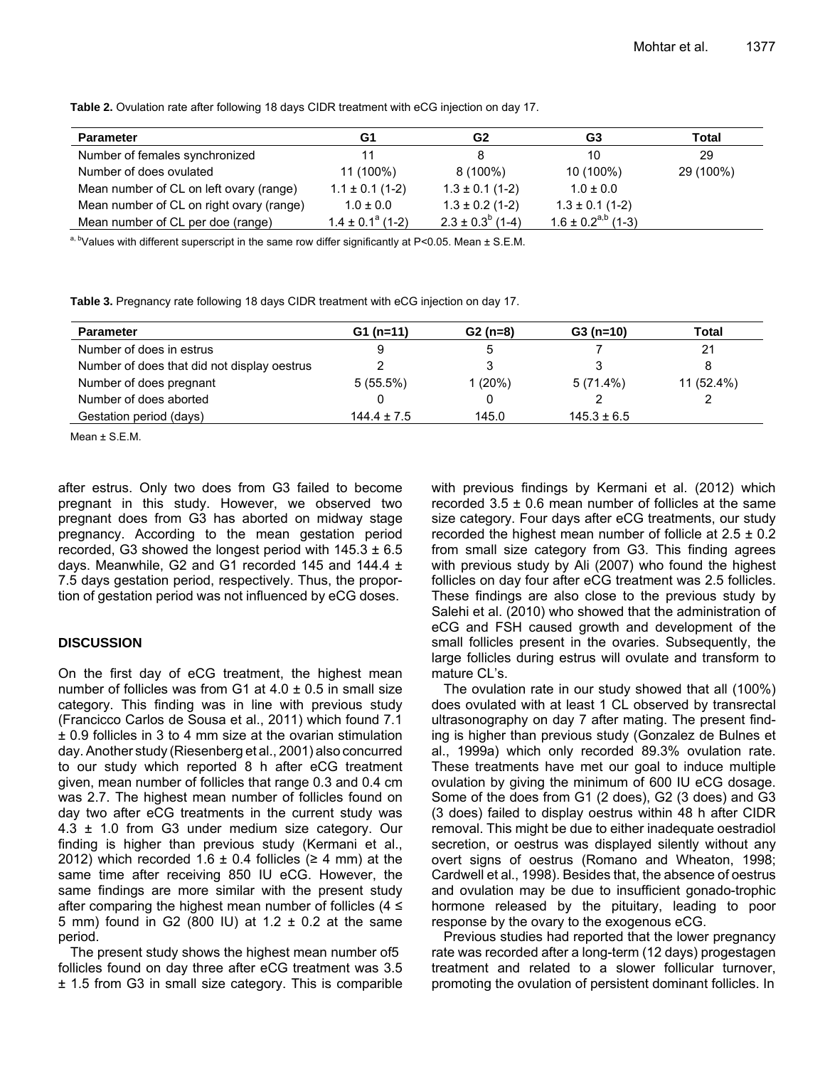**Table 2.** Ovulation rate after following 18 days CIDR treatment with eCG injection on day 17.

| Parameter | G1 | G2 | G3 | Total |
|---|---|---|---|---|
| Number of females synchronized | 11 | 8 | 10 | 29 |
| Number of does ovulated | 11 (100%) | 8 (100%) | 10 (100%) | 29 (100%) |
| Mean number of CL on left ovary (range) | 1.1 ± 0.1 (1-2) | 1.3 ± 0.1 (1-2) | 1.0 ± 0.0 | |
| Mean number of CL on right ovary (range) | 1.0 ± 0.0 | 1.3 ± 0.2 (1-2) | 1.3 ± 0.1 (1-2) | |
| Mean number of CL per doe (range) | 1.4 ± 0.1$^{a}$ (1-2) | 2.3 ± 0.3$^{b}$ (1-4) | 1.6 ± 0.2$^{a,b}$ (1-3) | |

$^{a, b}$Values with different superscript in the same row differ significantly at $P<0.05$. Mean ± S.E.M.

**Table 3.** Pregnancy rate following 18 days CIDR treatment with eCG injection on day 17.

| Parameter | G1 (n=11) | G2 (n=8) | G3 (n=10) | Total |
|---|---|---|---|---|
| Number of does in estrus | 9 | 5 | 7 | 21 |
| Number of does that did not display oestrus | 2 | 3 | 3 | 8 |
| Number of does pregnant | 5 (55.5%) | 1 (20%) | 5 (71.4%) | 11 (52.4%) |
| Number of does aborted | 0 | 0 | 2 | 2 |
| Gestation period (days) | 144.4 ± 7.5 | 145.0 | 145.3 ± 6.5 | |

Mean ± S.E.M.

after estrus. Only two does from G3 failed to become pregnant in this study. However, we observed two pregnant does from G3 has aborted on midway stage pregnancy. According to the mean gestation period recorded, G3 showed the longest period with 145.3 ± 6.5 days. Meanwhile, G2 and G1 recorded 145 and 144.4 ± 7.5 days gestation period, respectively. Thus, the proportion of gestation period was not influenced by eCG doses.

## DISCUSSION

On the first day of eCG treatment, the highest mean number of follicles was from G1 at 4.0 ± 0.5 in small size category. This finding was in line with previous study (Francicco Carlos de Sousa et al., 2011) which found 7.1 ± 0.9 follicles in 3 to 4 mm size at the ovarian stimulation day. Another study (Riesenberg et al., 2001) also concurred to our study which reported 8 h after eCG treatment given, mean number of follicles that range 0.3 and 0.4 cm was 2.7. The highest mean number of follicles found on day two after eCG treatments in the current study was 4.3 ± 1.0 from G3 under medium size category. Our finding is higher than previous study (Kermani et al., 2012) which recorded 1.6 ± 0.4 follicles (≥ 4 mm) at the same time after receiving 850 IU eCG. However, the same findings are more similar with the present study after comparing the highest mean number of follicles (4 ≤ 5 mm) found in G2 (800 IU) at 1.2 ± 0.2 at the same period.

The present study shows the highest mean number of5 follicles found on day three after eCG treatment was 3.5 ± 1.5 from G3 in small size category. This is comparible with previous findings by Kermani et al. (2012) which recorded 3.5 ± 0.6 mean number of follicles at the same size category. Four days after eCG treatments, our study recorded the highest mean number of follicle at 2.5 ± 0.2 from small size category from G3. This finding agrees with previous study by Ali (2007) who found the highest follicles on day four after eCG treatment was 2.5 follicles. These findings are also close to the previous study by Salehi et al. (2010) who showed that the administration of eCG and FSH caused growth and development of the small follicles present in the ovaries. Subsequently, the large follicles during estrus will ovulate and transform to mature CL's.

The ovulation rate in our study showed that all (100%) does ovulated with at least 1 CL observed by transrectal ultrasonography on day 7 after mating. The present finding is higher than previous study (Gonzalez de Bulnes et al., 1999a) which only recorded 89.3% ovulation rate. These treatments have met our goal to induce multiple ovulation by giving the minimum of 600 IU eCG dosage. Some of the does from G1 (2 does), G2 (3 does) and G3 (3 does) failed to display oestrus within 48 h after CIDR removal. This might be due to either inadequate oestradiol secretion, or oestrus was displayed silently without any overt signs of oestrus (Romano and Wheaton, 1998; Cardwell et al., 1998). Besides that, the absence of oestrus and ovulation may be due to insufficient gonado-trophic hormone released by the pituitary, leading to poor response by the ovary to the exogenous eCG.

Previous studies had reported that the lower pregnancy rate was recorded after a long-term (12 days) progestagen treatment and related to a slower follicular turnover, promoting the ovulation of persistent dominant follicles. In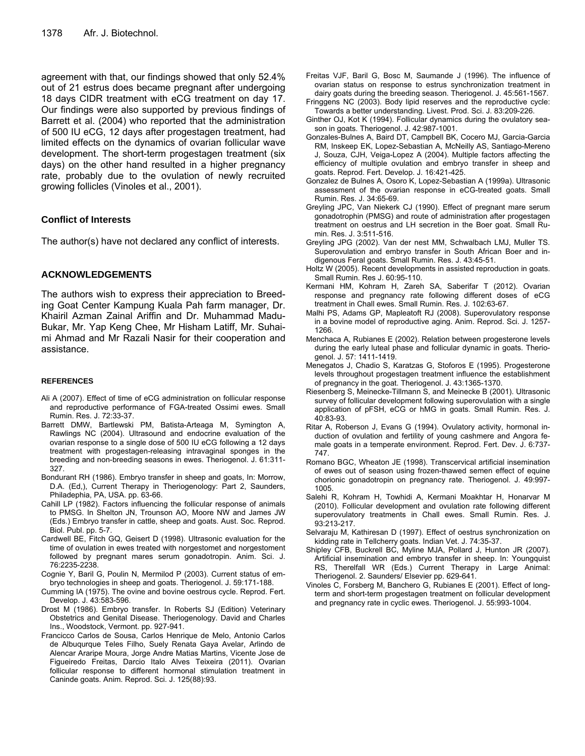agreement with that, our findings showed that only 52.4% out of 21 estrus does became pregnant after undergoing 18 days CIDR treatment with eCG treatment on day 17. Our findings were also supported by previous findings of Barrett et al. (2004) who reported that the administration of 500 IU eCG, 12 days after progestagen treatment, had limited effects on the dynamics of ovarian follicular wave development. The short-term progestagen treatment (six days) on the other hand resulted in a higher pregnancy rate, probably due to the ovulation of newly recruited growing follicles (Vinoles et al., 2001).

### Conflict of Interests

The author(s) have not declared any conflict of interests.

### ACKNOWLEDGEMENTS

The authors wish to express their appreciation to Breeding Goat Center Kampung Kuala Pah farm manager, Dr. Khairil Azman Zainal Ariffin and Dr. Muhammad Madu-Bukar, Mr. Yap Keng Chee, Mr Hisham Latiff, Mr. Suhaimi Ahmad and Mr Razali Nasir for their cooperation and assistance.

### REFERENCES

Ali A (2007). Effect of time of eCG administration on follicular response and reproductive performance of FGA-treated Ossimi ewes. Small Rumin. Res. J. 72:33-37.

Barrett DMW, Bartlewski PM, Batista-Arteaga M, Symington A, Rawlings NC (2004). Ultrasound and endocrine evaluation of the ovarian response to a single dose of 500 IU eCG following a 12 days treatment with progestagen-releasing intravaginal sponges in the breeding and non-breeding seasons in ewes. Theriogenol. J. 61:311-327.

Bondurant RH (1986). Embryo transfer in sheep and goats, In: Morrow, D.A. (Ed,), Current Therapy in Theriogenology: Part 2, Saunders, Philadephia, PA, USA. pp. 63-66.

Cahill LP (1982). Factors influencing the follicular response of animals to PMSG. In Shelton JN, Trounson AO, Moore NW and James JW (Eds.) Embryo transfer in cattle, sheep and goats. Aust. Soc. Reprod. Biol. Publ. pp. 5-7.

Cardwell BE, Fitch GQ, Geisert D (1998). Ultrasonic evaluation for the time of ovulation in ewes treated with norgestomet and norgestoment followed by pregnant mares serum gonadotropin. Anim. Sci. J. 76:2235-2238.

Cognie Y, Baril G, Poulin N, Mermilod P (2003). Current status of embryo technologies in sheep and goats. Theriogenol. J. 59:171-188.

Cumming IA (1975). The ovine and bovine oestrous cycle. Reprod. Fert. Develop. J. 43:583-596.

Drost M (1986). Embryo transfer. In Roberts SJ (Edition) Veterinary Obstetrics and Genital Disease. Theriogenology. David and Charles Ins., Woodstock, Vermont. pp. 927-941.

Francicco Carlos de Sousa, Carlos Henrique de Melo, Antonio Carlos de Albuquurque Teles Filho, Suely Renata Gaya Avelar, Arlindo de Alencar Araripe Moura, Jorge Andre Matias Martins, Vicente Jose de Figueiredo Freitas, Darcio Italo Alves Teixeira (2011). Ovarian follicular response to different hormonal stimulation treatment in Caninde goats. Anim. Reprod. Sci. J. 125(88):93.

Freitas VJF, Baril G, Bosc M, Saumande J (1996). The influence of ovarian status on response to estrus synchronization treatment in dairy goats during the breeding season. Theriogenol. J. 45:561-1567.

Fringgens NC (2003). Body lipid reserves and the reproductive cycle: Towards a better understanding. Livest. Prod. Sci. J. 83:209-226.

Ginther OJ, Kot K (1994). Follicular dynamics during the ovulatory season in goats. Theriogenol. J. 42:987-1001.

Gonzales-Bulnes A, Baird DT, Campbell BK, Cocero MJ, Garcia-Garcia RM, Inskeep EK, Lopez-Sebastian A, McNeilly AS, Santiago-Mereno J, Souza, CJH, Veiga-Lopez A (2004). Multiple factors affecting the efficiency of multiple ovulation and embryo transfer in sheep and goats. Reprod. Fert. Develop. J. 16:421-425.

Gonzalez de Bulnes A, Osoro K, Lopez-Sebastian A (1999a). Ultrasonic assessment of the ovarian response in eCG-treated goats. Small Rumin. Res. J. 34:65-69.

Greyling JPC, Van Niekerk CJ (1990). Effect of pregnant mare serum gonadotrophin (PMSG) and route of administration after progestagen treatment on oestrus and LH secretion in the Boer goat. Small Rumin. Res. J. 3:511-516.

Greyling JPG (2002). Van der nest MM, Schwalbach LMJ, Muller TS. Superovulation and embryo transfer in South African Boer and indigenous Feral goats. Small Rumin. Res. J. 43:45-51.

Holtz W (2005). Recent developments in assisted reproduction in goats. Small Rumin. Res J. 60:95-110.

Kermani HM, Kohram H, Zareh SA, Saberifar T (2012). Ovarian response and pregnancy rate following different doses of eCG treatment in Chall ewes. Small Rumin. Res. J. 102:63-67.

Malhi PS, Adams GP, Mapleatoft RJ (2008). Superovulatory response in a bovine model of reproductive aging. Anim. Reprod. Sci. J. 1257-1266.

Menchaca A, Rubianes E (2002). Relation between progesterone levels during the early luteal phase and follicular dynamic in goats. Theriogenol. J. 57: 1411-1419.

Menegatos J, Chadio S, Karatzas G, Stoforos E (1995). Progesterone levels throughout progestagen treatment influence the establishment of pregnancy in the goat. Theriogenol. J. 43:1365-1370.

Riesenberg S, Meinecke-Tillmann S, and Meinecke B (2001). Ultrasonic survey of follicular development following superovulation with a single application of pFSH, eCG or hMG in goats. Small Rumin. Res. J. 40:83-93.

Ritar A, Roberson J, Evans G (1994). Ovulatory activity, hormonal induction of ovulation and fertility of young cashmere and Angora female goats in a temperate environment. Reprod. Fert. Dev. J. 6:737-747.

Romano BGC, Wheaton JE (1998). Transcervical artificial insemination of ewes out of season using frozen-thawed semen effect of equine chorionic gonadotropin on pregnancy rate. Theriogenol. J. 49:997-1005.

Salehi R, Kohram H, Towhidi A, Kermani Moakhtar H, Honarvar M (2010). Follicular development and ovulation rate following different superovulatory treatments in Chall ewes. Small Rumin. Res. J. 93:213-217.

Selvaraju M, Kathiresan D (1997). Effect of oestrus synchronization on kidding rate in Tellcherry goats. Indian Vet. J. 74:35-37.

Shipley CFB, Buckrell BC, Myline MJA, Pollard J, Hunton JR (2007). Artificial insemination and embryo transfer in sheep. In: Youngquist RS, Therelfall WR (Eds.) Current Therapy in Large Animal: Theriogenol. 2. Saunders/ Elsevier pp. 629-641.

Vinoles C, Forsberg M, Banchero G, Rubianes E (2001). Effect of long-term and short-term progestagen treatment on follicular development and pregnancy rate in cyclic ewes. Theriogenol. J. 55:993-1004.